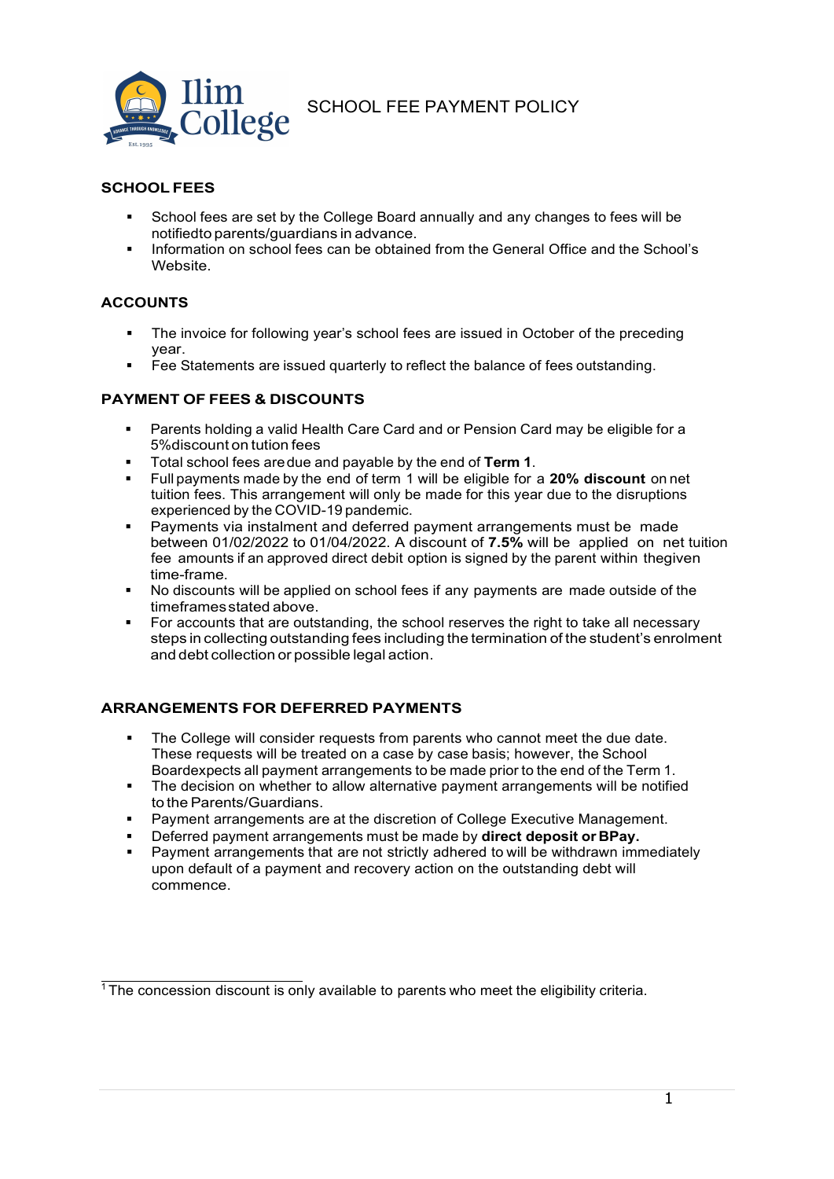Ilim College

# SCHOOL FEE PAYMENT POLICY

## SCHOOL FEES

- School fees are set by the College Board annually and any changes to fees will be notifiedto parents/guardians in advance.
- Information on school fees can be obtained from the General Office and the School's Website.

## ACCOUNTS

- The invoice for following year's school fees are issued in October of the preceding year.
- Fee Statements are issued quarterly to reflect the balance of fees outstanding.

## PAYMENT OF FEES & DISCOUNTS

- Parents holding a valid Health Care Card and or Pension Card may be eligible for a 5%discount on tution fees
- Total school fees aredue and payable by the end of **Term 1**.
- Full payments made by the end of term 1 will be eligible for a **20% discount** on net tuition fees. This arrangement will only be made for this year due to the disruptions experienced by the COVID-19 pandemic.
- Payments via instalment and deferred payment arrangements must be made between 01/02/2022 to 01/04/2022. A discount of **7.5%** will be applied on net tuition fee amounts if an approved direct debit option is signed by the parent within thegiven time-frame.
- No discounts will be applied on school fees if any payments are made outside of the timeframesstated above.
- For accounts that are outstanding, the school reserves the right to take all necessary steps in collecting outstanding fees including the termination of the student's enrolment and debt collection or possible legal action.

## ARRANGEMENTS FOR DEFERRED PAYMENTS

- The College will consider requests from parents who cannot meet the due date. These requests will be treated on a case by case basis; however, the School Boardexpects all payment arrangements to be made prior to the end of the Term 1.
- The decision on whether to allow alternative payment arrangements will be notified to the Parents/Guardians.
- Payment arrangements are at the discretion of College Executive Management.
- Deferred payment arrangements must be made by **direct deposit or BPay.**
- Payment arrangements that are not strictly adhered to will be withdrawn immediately upon default of a payment and recovery action on the outstanding debt will commence.

---

[1] The concession discount is only available to parents who meet the eligibility criteria.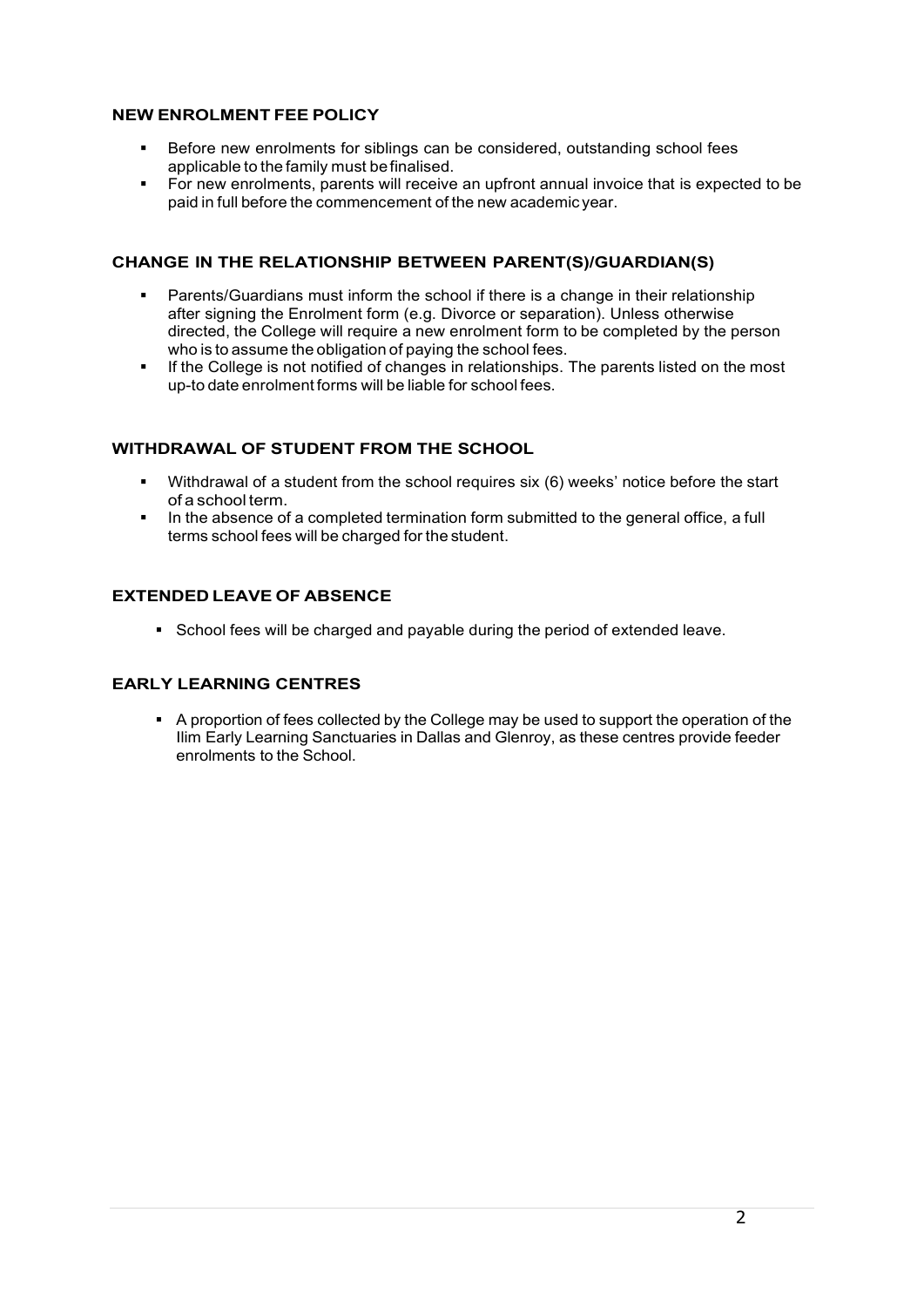## NEW ENROLMENT FEE POLICY

- Before new enrolments for siblings can be considered, outstanding school fees applicable to the family must be finalised.
- For new enrolments, parents will receive an upfront annual invoice that is expected to be paid in full before the commencement of the new academic year.

## CHANGE IN THE RELATIONSHIP BETWEEN PARENT(S)/GUARDIAN(S)

- Parents/Guardians must inform the school if there is a change in their relationship after signing the Enrolment form (e.g. Divorce or separation). Unless otherwise directed, the College will require a new enrolment form to be completed by the person who is to assume the obligation of paying the school fees.
- If the College is not notified of changes in relationships. The parents listed on the most up-to date enrolment forms will be liable for school fees.

## WITHDRAWAL OF STUDENT FROM THE SCHOOL

- Withdrawal of a student from the school requires six (6) weeks' notice before the start of a school term.
- In the absence of a completed termination form submitted to the general office, a full terms school fees will be charged for the student.

## EXTENDED LEAVE OF ABSENCE

- School fees will be charged and payable during the period of extended leave.

## EARLY LEARNING CENTRES

- A proportion of fees collected by the College may be used to support the operation of the Ilim Early Learning Sanctuaries in Dallas and Glenroy, as these centres provide feeder enrolments to the School.